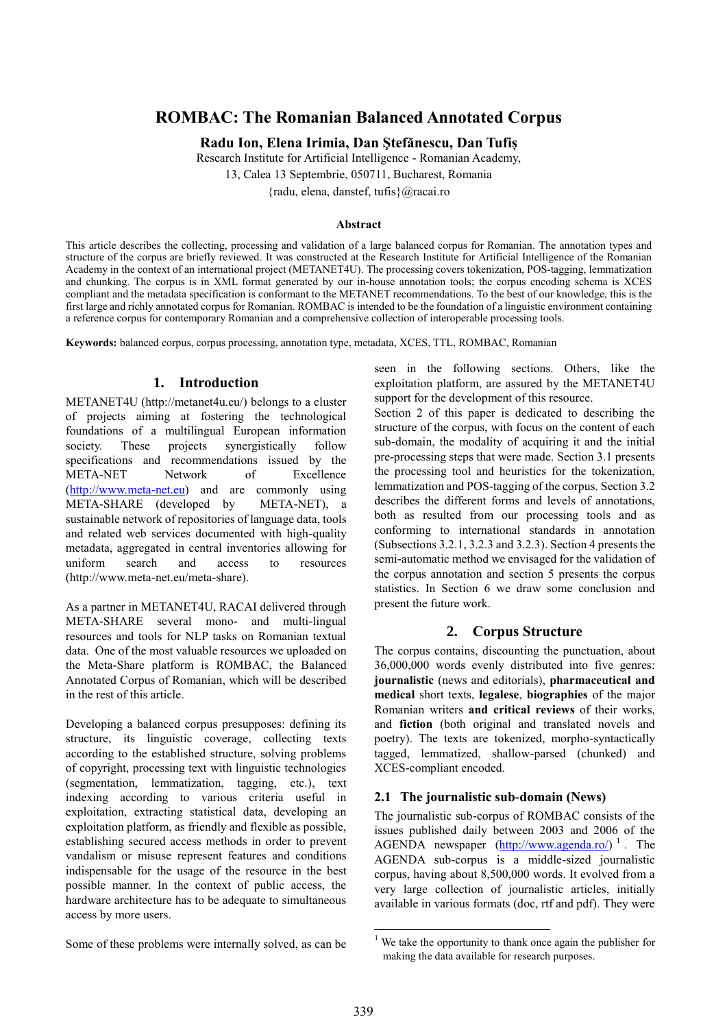# ROMBAC: The Romanian Balanced Annotated Corpus

**Radu Ion, Elena Irimia, Dan Ştefănescu, Dan Tufiş**

Research Institute for Artificial Intelligence - Romanian Academy,
13, Calea 13 Septembrie, 050711, Bucharest, Romania
{radu, elena, danstef, tufis}@racai.ro

### Abstract

This article describes the collecting, processing and validation of a large balanced corpus for Romanian. The annotation types and structure of the corpus are briefly reviewed. It was constructed at the Research Institute for Artificial Intelligence of the Romanian Academy in the context of an international project (METANET4U). The processing covers tokenization, POS-tagging, lemmatization and chunking. The corpus is in XML format generated by our in-house annotation tools; the corpus encoding schema is XCES compliant and the metadata specification is conformant to the METANET recommendations. To the best of our knowledge, this is the first large and richly annotated corpus for Romanian. ROMBAC is intended to be the foundation of a linguistic environment containing a reference corpus for contemporary Romanian and a comprehensive collection of interoperable processing tools.

**Keywords:** balanced corpus, corpus processing, annotation type, metadata, XCES, TTL, ROMBAC, Romanian

## 1. Introduction

METANET4U (http://metanet4u.eu/) belongs to a cluster of projects aiming at fostering the technological foundations of a multilingual European information society. These projects synergistically follow specifications and recommendations issued by the META-NET Network of Excellence (http://www.meta-net.eu) and are commonly using META-SHARE (developed by META-NET), a sustainable network of repositories of language data, tools and related web services documented with high-quality metadata, aggregated in central inventories allowing for uniform search and access to resources (http://www.meta-net.eu/meta-share).

As a partner in METANET4U, RACAI delivered through META-SHARE several mono- and multi-lingual resources and tools for NLP tasks on Romanian textual data. One of the most valuable resources we uploaded on the Meta-Share platform is ROMBAC, the Balanced Annotated Corpus of Romanian, which will be described in the rest of this article.

Developing a balanced corpus presupposes: defining its structure, its linguistic coverage, collecting texts according to the established structure, solving problems of copyright, processing text with linguistic technologies (segmentation, lemmatization, tagging, etc.), text indexing according to various criteria useful in exploitation, extracting statistical data, developing an exploitation platform, as friendly and flexible as possible, establishing secured access methods in order to prevent vandalism or misuse represent features and conditions indispensable for the usage of the resource in the best possible manner. In the context of public access, the hardware architecture has to be adequate to simultaneous access by more users.

Some of these problems were internally solved, as can be seen in the following sections. Others, like the exploitation platform, are assured by the METANET4U support for the development of this resource.

Section 2 of this paper is dedicated to describing the structure of the corpus, with focus on the content of each sub-domain, the modality of acquiring it and the initial pre-processing steps that were made. Section 3.1 presents the processing tool and heuristics for the tokenization, lemmatization and POS-tagging of the corpus. Section 3.2 describes the different forms and levels of annotations, both as resulted from our processing tools and as conforming to international standards in annotation (Subsections 3.2.1, 3.2.3 and 3.2.3). Section 4 presents the semi-automatic method we envisaged for the validation of the corpus annotation and section 5 presents the corpus statistics. In Section 6 we draw some conclusion and present the future work.

## 2. Corpus Structure

The corpus contains, discounting the punctuation, about 36,000,000 words evenly distributed into five genres: **journalistic** (news and editorials), **pharmaceutical and medical** short texts, **legalese**, **biographies** of the major Romanian writers **and critical reviews** of their works, and **fiction** (both original and translated novels and poetry). The texts are tokenized, morpho-syntactically tagged, lemmatized, shallow-parsed (chunked) and XCES-compliant encoded.

### 2.1 The journalistic sub-domain (News)

The journalistic sub-corpus of ROMBAC consists of the issues published daily between 2003 and 2006 of the AGENDA newspaper (http://www.agenda.ro/) [1]. The AGENDA sub-corpus is a middle-sized journalistic corpus, having about 8,500,000 words. It evolved from a very large collection of journalistic articles, initially available in various formats (doc, rtf and pdf). They were

[1] We take the opportunity to thank once again the publisher for making the data available for research purposes.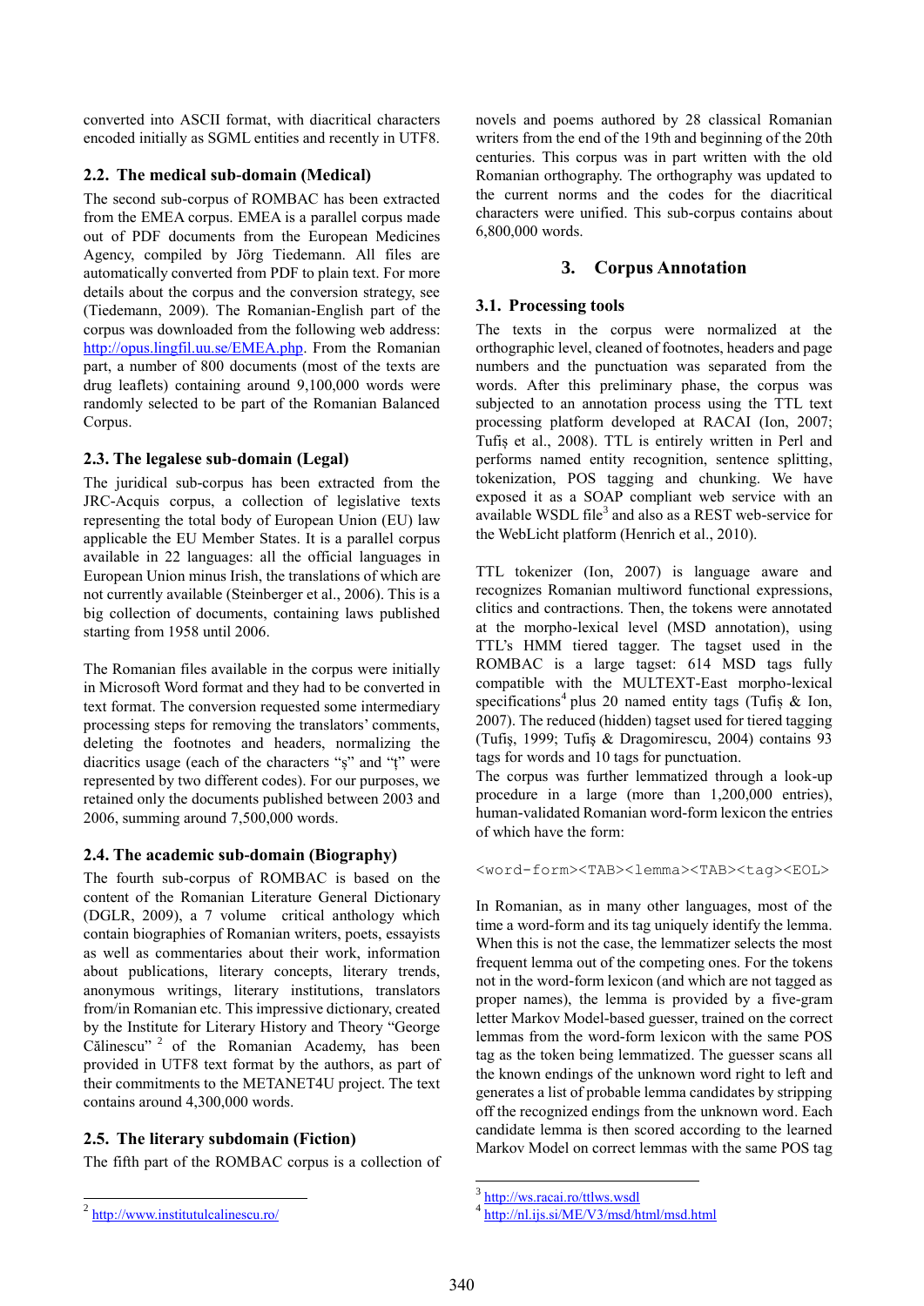converted into ASCII format, with diacritical characters encoded initially as SGML entities and recently in UTF8.

### 2.2. The medical sub-domain (Medical)

The second sub-corpus of ROMBAC has been extracted from the EMEA corpus. EMEA is a parallel corpus made out of PDF documents from the European Medicines Agency, compiled by Jörg Tiedemann. All files are automatically converted from PDF to plain text. For more details about the corpus and the conversion strategy, see (Tiedemann, 2009). The Romanian-English part of the corpus was downloaded from the following web address: http://opus.lingfil.uu.se/EMEA.php. From the Romanian part, a number of 800 documents (most of the texts are drug leaflets) containing around 9,100,000 words were randomly selected to be part of the Romanian Balanced Corpus.

### 2.3. The legalese sub-domain (Legal)

The juridical sub-corpus has been extracted from the JRC-Acquis corpus, a collection of legislative texts representing the total body of European Union (EU) law applicable the EU Member States. It is a parallel corpus available in 22 languages: all the official languages in European Union minus Irish, the translations of which are not currently available (Steinberger et al., 2006). This is a big collection of documents, containing laws published starting from 1958 until 2006.

The Romanian files available in the corpus were initially in Microsoft Word format and they had to be converted in text format. The conversion requested some intermediary processing steps for removing the translators' comments, deleting the footnotes and headers, normalizing the diacritics usage (each of the characters "ş" and "ţ" were represented by two different codes). For our purposes, we retained only the documents published between 2003 and 2006, summing around 7,500,000 words.

### 2.4. The academic sub-domain (Biography)

The fourth sub-corpus of ROMBAC is based on the content of the Romanian Literature General Dictionary (DGLR, 2009), a 7 volume critical anthology which contain biographies of Romanian writers, poets, essayists as well as commentaries about their work, information about publications, literary concepts, literary trends, anonymous writings, literary institutions, translators from/in Romanian etc. This impressive dictionary, created by the Institute for Literary History and Theory "George Călinescu" [2] of the Romanian Academy, has been provided in UTF8 text format by the authors, as part of their commitments to the METANET4U project. The text contains around 4,300,000 words.

### 2.5. The literary subdomain (Fiction)

The fifth part of the ROMBAC corpus is a collection of novels and poems authored by 28 classical Romanian writers from the end of the 19th and beginning of the 20th centuries. This corpus was in part written with the old Romanian orthography. The orthography was updated to the current norms and the codes for the diacritical characters were unified. This sub-corpus contains about 6,800,000 words.

## 3. Corpus Annotation

### 3.1. Processing tools

The texts in the corpus were normalized at the orthographic level, cleaned of footnotes, headers and page numbers and the punctuation was separated from the words. After this preliminary phase, the corpus was subjected to an annotation process using the TTL text processing platform developed at RACAI (Ion, 2007; Tufiş et al., 2008). TTL is entirely written in Perl and performs named entity recognition, sentence splitting, tokenization, POS tagging and chunking. We have exposed it as a SOAP compliant web service with an available WSDL file[3] and also as a REST web-service for the WebLicht platform (Henrich et al., 2010).

TTL tokenizer (Ion, 2007) is language aware and recognizes Romanian multiword functional expressions, clitics and contractions. Then, the tokens were annotated at the morpho-lexical level (MSD annotation), using TTL's HMM tiered tagger. The tagset used in the ROMBAC is a large tagset: 614 MSD tags fully compatible with the MULTEXT-East morpho-lexical specifications[4] plus 20 named entity tags (Tufiş & Ion, 2007). The reduced (hidden) tagset used for tiered tagging (Tufiş, 1999; Tufiş & Dragomirescu, 2004) contains 93 tags for words and 10 tags for punctuation.

The corpus was further lemmatized through a look-up procedure in a large (more than 1,200,000 entries), human-validated Romanian word-form lexicon the entries of which have the form:

```
<word-form><TAB><lemma><TAB><tag><EOL>
```

In Romanian, as in many other languages, most of the time a word-form and its tag uniquely identify the lemma. When this is not the case, the lemmatizer selects the most frequent lemma out of the competing ones. For the tokens not in the word-form lexicon (and which are not tagged as proper names), the lemma is provided by a five-gram letter Markov Model-based guesser, trained on the correct lemmas from the word-form lexicon with the same POS tag as the token being lemmatized. The guesser scans all the known endings of the unknown word right to left and generates a list of probable lemma candidates by stripping off the recognized endings from the unknown word. Each candidate lemma is then scored according to the learned Markov Model on correct lemmas with the same POS tag

---

[2] http://www.institutulcalinescu.ro/

[3] http://ws.racai.ro/ttlws.wsdl

[4] http://nl.ijs.si/ME/V3/msd/html/msd.html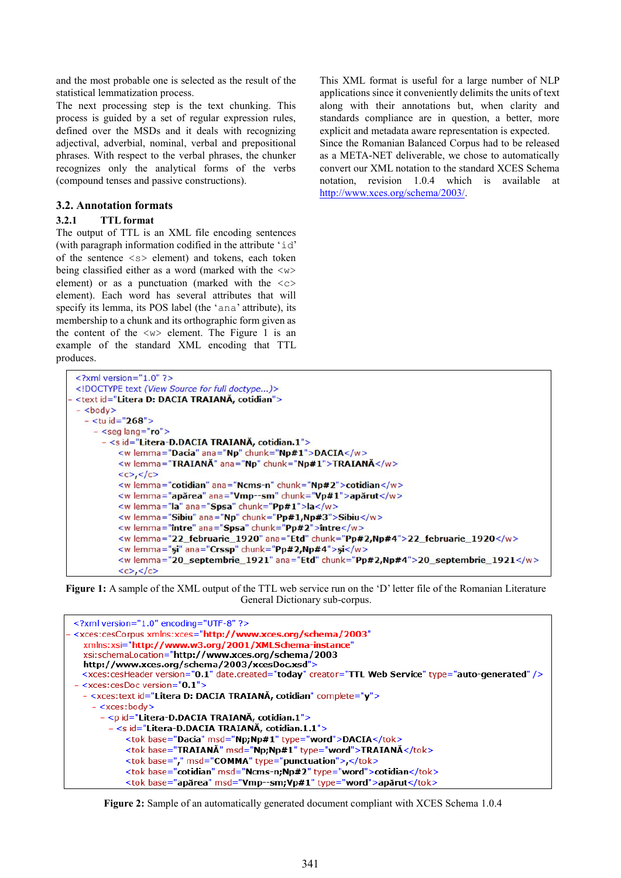and the most probable one is selected as the result of the statistical lemmatization process.

The next processing step is the text chunking. This process is guided by a set of regular expression rules, defined over the MSDs and it deals with recognizing adjectival, adverbial, nominal, verbal and prepositional phrases. With respect to the verbal phrases, the chunker recognizes only the analytical forms of the verbs (compound tenses and passive constructions).

### 3.2. Annotation formats

#### 3.2.1 TTL format

The output of TTL is an XML file encoding sentences (with paragraph information codified in the attribute '`id`' of the sentence `<s>` element) and tokens, each token being classified either as a word (marked with the `<w>` element) or as a punctuation (marked with the `<c>` element). Each word has several attributes that will specify its lemma, its POS label (the '`ana`' attribute), its membership to a chunk and its orthographic form given as the content of the `<w>` element. The Figure 1 is an example of the standard XML encoding that TTL produces.

```
<?xml version="1.0" ?>
<!DOCTYPE text (View Source for full doctype...)>
- <text id="Litera D: DACIA TRAIANĂ, cotidian">
  - <body>
    - <tu id="268">
      - <seg lang="ro">
        - <s id="Litera-D.DACIA TRAIANĂ, cotidian.1">
            <w lemma="Dacia" ana="Np" chunk="Np#1">DACIA</w>
            <w lemma="TRAIANĂ" ana="Np" chunk="Np#1">TRAIANĂ</w>
            <c>,</c>
            <w lemma="cotidian" ana="Ncms-n" chunk="Np#2">cotidian</w>
            <w lemma="apărea" ana="Vmp--sm" chunk="Vp#1">apărut</w>
            <w lemma="la" ana="Spsa" chunk="Pp#1">la</w>
            <w lemma="Sibiu" ana="Np" chunk="Pp#1,Np#3">Sibiu</w>
            <w lemma="între" ana="Spsa" chunk="Pp#2">între</w>
            <w lemma="22_februarie_1920" ana="Etd" chunk="Pp#2,Np#4">22_februarie_1920</w>
            <w lemma="şi" ana="Crssp" chunk="Pp#2,Np#4">şi</w>
            <w lemma="20_septembrie_1921" ana="Etd" chunk="Pp#2,Np#4">20_septembrie_1921</w>
            <c>,</c>
```

**Figure 1:** A sample of the XML output of the TTL web service run on the 'D' letter file of the Romanian Literature General Dictionary sub-corpus.

This XML format is useful for a large number of NLP applications since it conveniently delimits the units of text along with their annotations but, when clarity and standards compliance are in question, a better, more explicit and metadata aware representation is expected. Since the Romanian Balanced Corpus had to be released as a META-NET deliverable, we chose to automatically convert our XML notation to the standard XCES Schema notation, revision 1.0.4 which is available at http://www.xces.org/schema/2003/.

```
<?xml version="1.0" encoding="UTF-8" ?>
- <xces:cesCorpus xmlns:xces="http://www.xces.org/schema/2003"
    xmlns:xsi="http://www.w3.org/2001/XMLSchema-instance"
    xsi:schemaLocation="http://www.xces.org/schema/2003
    http://www.xces.org/schema/2003/xcesDoc.xsd">
    <xces:cesHeader version="0.1" date.created="today" creator="TTL Web Service" type="auto-generated" />
  - <xces:cesDoc version="0.1">
    - <xces:text id="Litera D: DACIA TRAIANĂ, cotidian" complete="y">
      - <xces:body>
        - <p id="Litera-D.DACIA TRAIANĂ, cotidian.1">
          - <s id="Litera-D.DACIA TRAIANĂ, cotidian.1.1">
              <tok base="Dacia" msd="Np;Np#1" type="word">DACIA</tok>
              <tok base="TRAIANĂ" msd="Np;Np#1" type="word">TRAIANĂ</tok>
              <tok base="," msd="COMMA" type="punctuation">,</tok>
              <tok base="cotidian" msd="Ncms-n;Np#2" type="word">cotidian</tok>
              <tok base="apărea" msd="Vmp--sm;Vp#1" type="word">apărut</tok>
```

**Figure 2:** Sample of an automatically generated document compliant with XCES Schema 1.0.4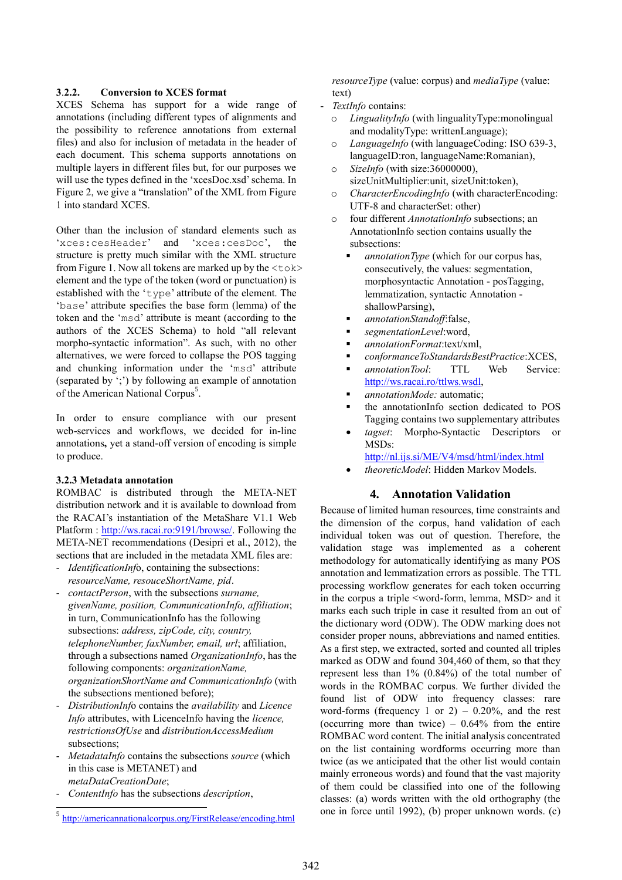#### 3.2.2. Conversion to XCES format

XCES Schema has support for a wide range of annotations (including different types of alignments and the possibility to reference annotations from external files) and also for inclusion of metadata in the header of each document. This schema supports annotations on multiple layers in different files but, for our purposes we will use the types defined in the 'xcesDoc.xsd' schema. In Figure 2, we give a "translation" of the XML from Figure 1 into standard XCES.

Other than the inclusion of standard elements such as '`xces:cesHeader`' and '`xces:cesDoc`', the structure is pretty much similar with the XML structure from Figure 1. Now all tokens are marked up by the `<tok>` element and the type of the token (word or punctuation) is established with the '`type`' attribute of the element. The '`base`' attribute specifies the base form (lemma) of the token and the '`msd`' attribute is meant (according to the authors of the XCES Schema) to hold "all relevant morpho-syntactic information". As such, with no other alternatives, we were forced to collapse the POS tagging and chunking information under the '`msd`' attribute (separated by ';') by following an example of annotation of the American National Corpus[5].

In order to ensure compliance with our present web-services and workflows, we decided for in-line annotations**,** yet a stand-off version of encoding is simple to produce.

#### 3.2.3 Metadata annotation

ROMBAC is distributed through the META-NET distribution network and it is available to download from the RACAI's instantiation of the MetaShare V1.1 Web Platform : http://ws.racai.ro:9191/browse/. Following the META-NET recommendations (Desipri et al., 2012), the sections that are included in the metadata XML files are:

- *IdentificationInfo*, containing the subsections: *resourceName, resouceShortName, pid*.
- *contactPerson*, with the subsections *surname, givenName, position, CommunicationInfo, affiliation*; in turn, CommunicationInfo has the following subsections: *address, zipCode, city, country, telephoneNumber, faxNumber, email, url*; affiliation, through a subsections named *OrganizationInfo*, has the following components: *organizationName, organizationShortName and CommunicationInfo* (with the subsections mentioned before);
- *DistributionInfo* contains the *availability* and *Licence Info* attributes, with LicenceInfo having the *licence, restrictionsOfUse* and *distributionAccessMedium* subsections;
- *MetadataInfo* contains the subsections *source* (which in this case is METANET) and *metaDataCreationDate*;
- *ContentInfo* has the subsections *description*, *resourceType* (value: corpus) and *mediaType* (value: text)
- *TextInfo* contains:
  - *LingualityInfo* (with lingualityType:monolingual and modalityType: writtenLanguage);
  - *LanguageInfo* (with languageCoding: ISO 639-3, languageID:ron, languageName:Romanian),
  - *SizeInfo* (with size:36000000), sizeUnitMultiplier:unit, sizeUnit:token),
  - *CharacterEncodingInfo* (with characterEncoding: UTF-8 and characterSet: other)
  - four different *AnnotationInfo* subsections; an AnnotationInfo section contains usually the subsections:
    - *annotationType* (which for our corpus has, consecutively, the values: segmentation, morphosyntactic Annotation - posTagging, lemmatization, syntactic Annotation - shallowParsing),
    - *annotationStandoff*:false,
    - *segmentationLevel*:word,
    - *annotationFormat*:text/xml,
    - *conformanceToStandardsBestPractice*:XCES,
    - *annotationTool*: TTL Web Service: http://ws.racai.ro/ttlws.wsdl,
    - *annotationMode:* automatic;
    - the annotationInfo section dedicated to POS Tagging contains two supplementary attributes
    - *tagset*: Morpho-Syntactic Descriptors or MSDs: http://nl.ijs.si/ME/V4/msd/html/index.html
    - *theoreticModel*: Hidden Markov Models.

## 4. Annotation Validation

Because of limited human resources, time constraints and the dimension of the corpus, hand validation of each individual token was out of question. Therefore, the validation stage was implemented as a coherent methodology for automatically identifying as many POS annotation and lemmatization errors as possible. The TTL processing workflow generates for each token occurring in the corpus a triple <word-form, lemma, MSD> and it marks each such triple in case it resulted from an out of the dictionary word (ODW). The ODW marking does not consider proper nouns, abbreviations and named entities. As a first step, we extracted, sorted and counted all triples marked as ODW and found 304,460 of them, so that they represent less than 1% (0.84%) of the total number of words in the ROMBAC corpus. We further divided the found list of ODW into frequency classes: rare word-forms (frequency 1 or 2) – 0.20%, and the rest (occurring more than twice) – 0.64% from the entire ROMBAC word content. The initial analysis concentrated on the list containing wordforms occurring more than twice (as we anticipated that the other list would contain mainly erroneous words) and found that the vast majority of them could be classified into one of the following classes: (a) words written with the old orthography (the one in force until 1992), (b) proper unknown words. (c)

[5] http://americannationalcorpus.org/FirstRelease/encoding.html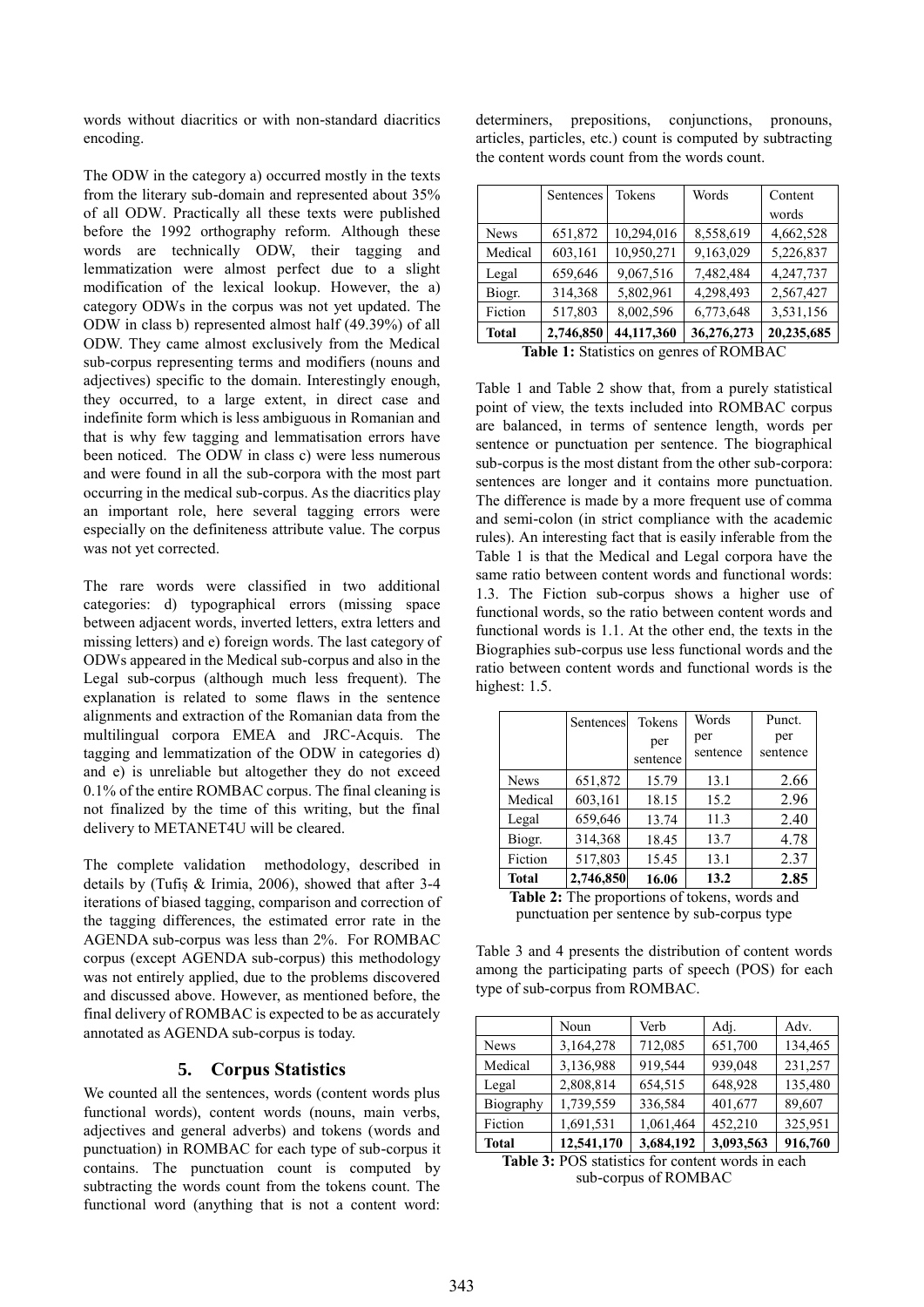words without diacritics or with non-standard diacritics encoding.

The ODW in the category a) occurred mostly in the texts from the literary sub-domain and represented about 35% of all ODW. Practically all these texts were published before the 1992 orthography reform. Although these words are technically ODW, their tagging and lemmatization were almost perfect due to a slight modification of the lexical lookup. However, the a) category ODWs in the corpus was not yet updated. The ODW in class b) represented almost half (49.39%) of all ODW. They came almost exclusively from the Medical sub-corpus representing terms and modifiers (nouns and adjectives) specific to the domain. Interestingly enough, they occurred, to a large extent, in direct case and indefinite form which is less ambiguous in Romanian and that is why few tagging and lemmatisation errors have been noticed. The ODW in class c) were less numerous and were found in all the sub-corpora with the most part occurring in the medical sub-corpus. As the diacritics play an important role, here several tagging errors were especially on the definiteness attribute value. The corpus was not yet corrected.

The rare words were classified in two additional categories: d) typographical errors (missing space between adjacent words, inverted letters, extra letters and missing letters) and e) foreign words. The last category of ODWs appeared in the Medical sub-corpus and also in the Legal sub-corpus (although much less frequent). The explanation is related to some flaws in the sentence alignments and extraction of the Romanian data from the multilingual corpora EMEA and JRC-Acquis. The tagging and lemmatization of the ODW in categories d) and e) is unreliable but altogether they do not exceed 0.1% of the entire ROMBAC corpus. The final cleaning is not finalized by the time of this writing, but the final delivery to METANET4U will be cleared.

The complete validation methodology, described in details by (Tufiș & Irimia, 2006), showed that after 3-4 iterations of biased tagging, comparison and correction of the tagging differences, the estimated error rate in the AGENDA sub-corpus was less than 2%. For ROMBAC corpus (except AGENDA sub-corpus) this methodology was not entirely applied, due to the problems discovered and discussed above. However, as mentioned before, the final delivery of ROMBAC is expected to be as accurately annotated as AGENDA sub-corpus is today.

## 5. Corpus Statistics

We counted all the sentences, words (content words plus functional words), content words (nouns, main verbs, adjectives and general adverbs) and tokens (words and punctuation) in ROMBAC for each type of sub-corpus it contains. The punctuation count is computed by subtracting the words count from the tokens count. The functional word (anything that is not a content word: determiners, prepositions, conjunctions, pronouns, articles, particles, etc.) count is computed by subtracting the content words count from the words count.

| | Sentences | Tokens | Words | Content words |
|---|---|---|---|---|
| News | 651,872 | 10,294,016 | 8,558,619 | 4,662,528 |
| Medical | 603,161 | 10,950,271 | 9,163,029 | 5,226,837 |
| Legal | 659,646 | 9,067,516 | 7,482,484 | 4,247,737 |
| Biogr. | 314,368 | 5,802,961 | 4,298,493 | 2,567,427 |
| Fiction | 517,803 | 8,002,596 | 6,773,648 | 3,531,156 |
| **Total** | **2,746,850** | **44,117,360** | **36,276,273** | **20,235,685** |

**Table 1:** Statistics on genres of ROMBAC

Table 1 and Table 2 show that, from a purely statistical point of view, the texts included into ROMBAC corpus are balanced, in terms of sentence length, words per sentence or punctuation per sentence. The biographical sub-corpus is the most distant from the other sub-corpora: sentences are longer and it contains more punctuation. The difference is made by a more frequent use of comma and semi-colon (in strict compliance with the academic rules). An interesting fact that is easily inferable from the Table 1 is that the Medical and Legal corpora have the same ratio between content words and functional words: 1.3. The Fiction sub-corpus shows a higher use of functional words, so the ratio between content words and functional words is 1.1. At the other end, the texts in the Biographies sub-corpus use less functional words and the ratio between content words and functional words is the highest: 1.5.

| | Sentences | Tokens per sentence | Words per sentence | Punct. per sentence |
|---|---|---|---|---|
| News | 651,872 | 15.79 | 13.1 | 2.66 |
| Medical | 603,161 | 18.15 | 15.2 | 2.96 |
| Legal | 659,646 | 13.74 | 11.3 | 2.40 |
| Biogr. | 314,368 | 18.45 | 13.7 | 4.78 |
| Fiction | 517,803 | 15.45 | 13.1 | 2.37 |
| **Total** | **2,746,850** | **16.06** | **13.2** | **2.85** |

**Table 2:** The proportions of tokens, words and punctuation per sentence by sub-corpus type

Table 3 and 4 presents the distribution of content words among the participating parts of speech (POS) for each type of sub-corpus from ROMBAC.

| | Noun | Verb | Adj. | Adv. |
|---|---|---|---|---|
| News | 3,164,278 | 712,085 | 651,700 | 134,465 |
| Medical | 3,136,988 | 919,544 | 939,048 | 231,257 |
| Legal | 2,808,814 | 654,515 | 648,928 | 135,480 |
| Biography | 1,739,559 | 336,584 | 401,677 | 89,607 |
| Fiction | 1,691,531 | 1,061,464 | 452,210 | 325,951 |
| **Total** | **12,541,170** | **3,684,192** | **3,093,563** | **916,760** |

**Table 3:** POS statistics for content words in each sub-corpus of ROMBAC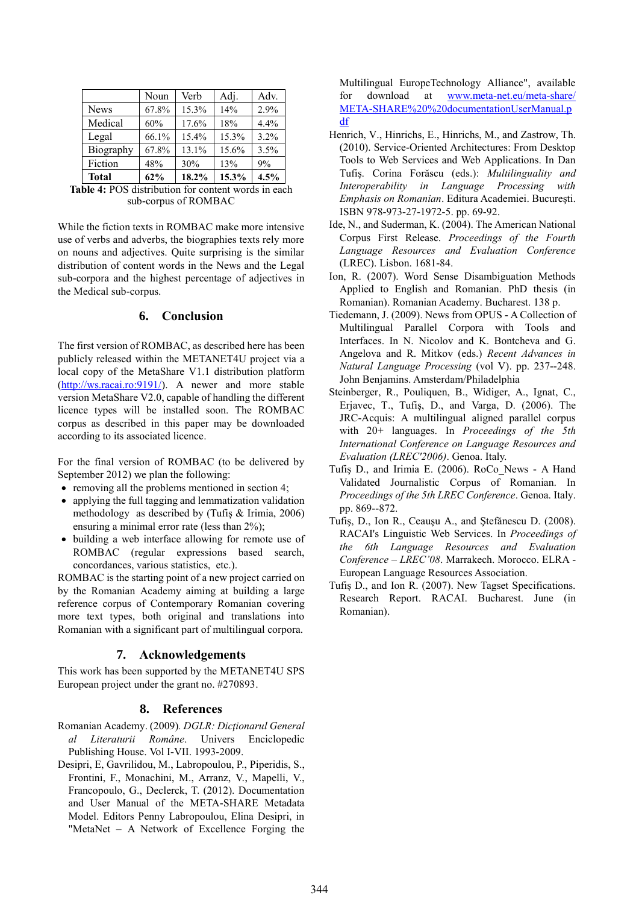| | Noun | Verb | Adj. | Adv. |
|---|---|---|---|---|
| News | 67.8% | 15.3% | 14% | 2.9% |
| Medical | 60% | 17.6% | 18% | 4.4% |
| Legal | 66.1% | 15.4% | 15.3% | 3.2% |
| Biography | 67.8% | 13.1% | 15.6% | 3.5% |
| Fiction | 48% | 30% | 13% | 9% |
| **Total** | **62%** | **18.2%** | **15.3%** | **4.5%** |

**Table 4:** POS distribution for content words in each sub-corpus of ROMBAC

While the fiction texts in ROMBAC make more intensive use of verbs and adverbs, the biographies texts rely more on nouns and adjectives. Quite surprising is the similar distribution of content words in the News and the Legal sub-corpora and the highest percentage of adjectives in the Medical sub-corpus.

## 6. Conclusion

The first version of ROMBAC, as described here has been publicly released within the METANET4U project via a local copy of the MetaShare V1.1 distribution platform (http://ws.racai.ro:9191/). A newer and more stable version MetaShare V2.0, capable of handling the different licence types will be installed soon. The ROMBAC corpus as described in this paper may be downloaded according to its associated licence.

For the final version of ROMBAC (to be delivered by September 2012) we plan the following:

- removing all the problems mentioned in section 4;
- applying the full tagging and lemmatization validation methodology as described by (Tufiş & Irimia, 2006) ensuring a minimal error rate (less than 2%);
- building a web interface allowing for remote use of ROMBAC (regular expressions based search, concordances, various statistics, etc.).

ROMBAC is the starting point of a new project carried on by the Romanian Academy aiming at building a large reference corpus of Contemporary Romanian covering more text types, both original and translations into Romanian with a significant part of multilingual corpora.

## 7. Acknowledgements

This work has been supported by the METANET4U SPS European project under the grant no. #270893.

## 8. References

Romanian Academy. (2009). *DGLR: Dicţionarul General al Literaturii Române*. Univers Enciclopedic Publishing House. Vol I-VII. 1993-2009.

Desipri, E, Gavrilidou, M., Labropoulou, P., Piperidis, S., Frontini, F., Monachini, M., Arranz, V., Mapelli, V., Francopoulo, G., Declerck, T. (2012). Documentation and User Manual of the META-SHARE Metadata Model. Editors Penny Labropoulou, Elina Desipri, in "MetaNet – A Network of Excellence Forging the Multilingual EuropeTechnology Alliance", available for download at www.meta-net.eu/meta-share/META-SHARE%20%20documentationUserManual.pdf

Henrich, V., Hinrichs, E., Hinrichs, M., and Zastrow, Th. (2010). Service-Oriented Architectures: From Desktop Tools to Web Services and Web Applications. In Dan Tufiş. Corina Forăscu (eds.): *Multilinguality and Interoperability in Language Processing with Emphasis on Romanian*. Editura Academiei. Bucureşti. ISBN 978-973-27-1972-5. pp. 69-92.

Ide, N., and Suderman, K. (2004). The American National Corpus First Release. *Proceedings of the Fourth Language Resources and Evaluation Conference* (LREC). Lisbon. 1681-84.

Ion, R. (2007). Word Sense Disambiguation Methods Applied to English and Romanian. PhD thesis (in Romanian). Romanian Academy. Bucharest. 138 p.

Tiedemann, J. (2009). News from OPUS - A Collection of Multilingual Parallel Corpora with Tools and Interfaces. In N. Nicolov and K. Bontcheva and G. Angelova and R. Mitkov (eds.) *Recent Advances in Natural Language Processing* (vol V). pp. 237--248. John Benjamins. Amsterdam/Philadelphia

Steinberger, R., Pouliquen, B., Widiger, A., Ignat, C., Erjavec, T., Tufiş, D., and Varga, D. (2006). The JRC-Acquis: A multilingual aligned parallel corpus with 20+ languages. In *Proceedings of the 5th International Conference on Language Resources and Evaluation (LREC'2006)*. Genoa. Italy.

Tufiş D., and Irimia E. (2006). RoCo_News - A Hand Validated Journalistic Corpus of Romanian. In *Proceedings of the 5th LREC Conference*. Genoa. Italy. pp. 869--872.

Tufiş, D., Ion R., Ceauşu A., and Ştefănescu D. (2008). RACAI's Linguistic Web Services. In *Proceedings of the 6th Language Resources and Evaluation Conference – LREC'08*. Marrakech. Morocco. ELRA - European Language Resources Association.

Tufiş D., and Ion R. (2007). New Tagset Specifications. Research Report. RACAI. Bucharest. June (in Romanian).